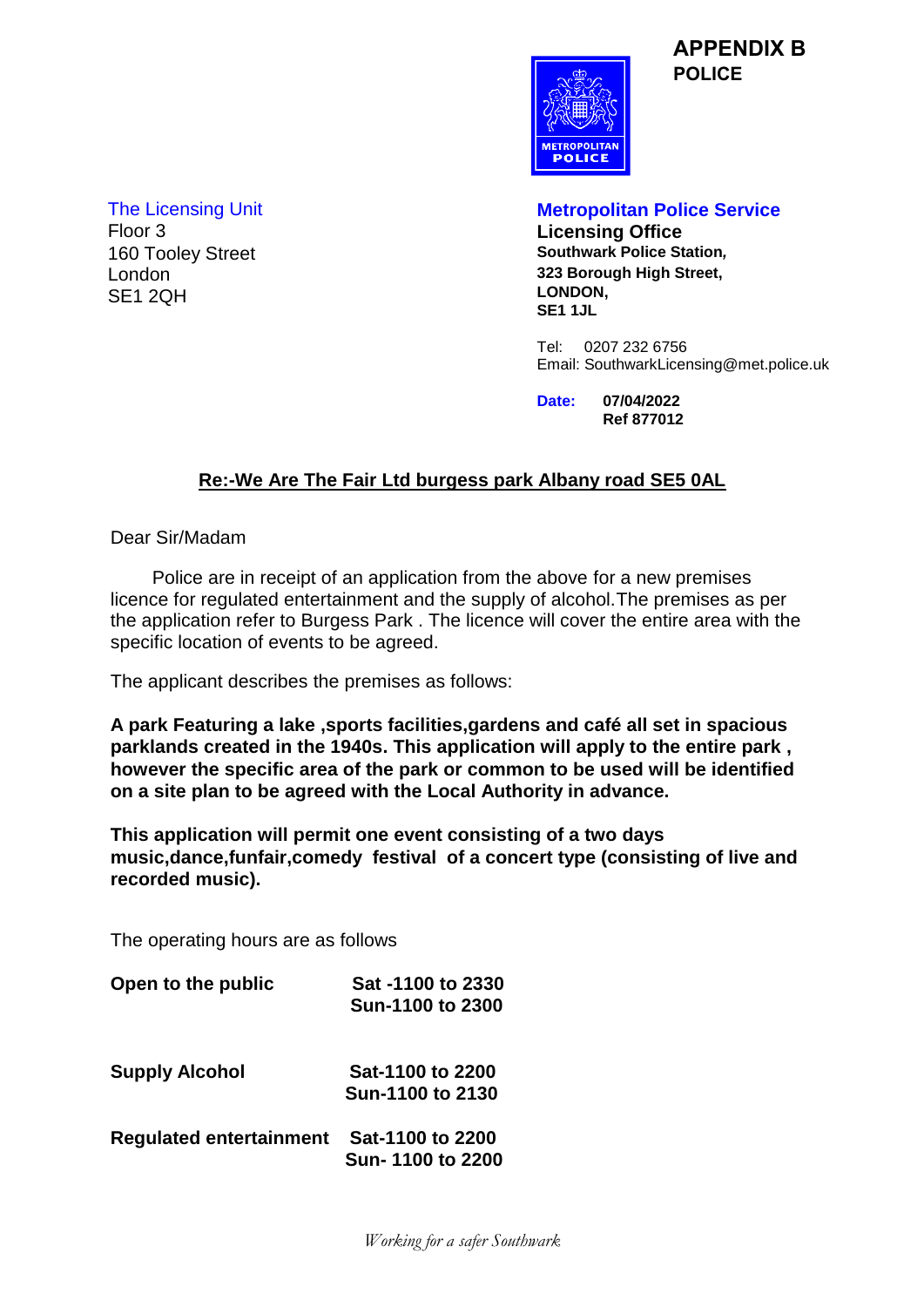**APPENDIX B**
**POLICE**

METROPOLITAN POLICE

The Licensing Unit
Floor 3
160 Tooley Street
London
SE1 2QH

**Metropolitan Police Service**
**Licensing Office**
**Southwark Police Station,**
**323 Borough High Street,**
**LONDON,**
**SE1 1JL**

Tel: 0207 232 6756
Email: SouthwarkLicensing@met.police.uk

**Date:** **07/04/2022**
**Ref 877012**

**Re:-We Are The Fair Ltd burgess park Albany road SE5 0AL**

Dear Sir/Madam

Police are in receipt of an application from the above for a new premises licence for regulated entertainment and the supply of alcohol.The premises as per the application refer to Burgess Park . The licence will cover the entire area with the specific location of events to be agreed.

The applicant describes the premises as follows:

**A park Featuring a lake ,sports facilities,gardens and café all set in spacious parklands created in the 1940s. This application will apply to the entire park , however the specific area of the park or common to be used will be identified on a site plan to be agreed with the Local Authority in advance.**

**This application will permit one event consisting of a two days music,dance,funfair,comedy festival of a concert type (consisting of live and recorded music).**

The operating hours are as follows

| | |
|---|---|
| **Open to the public** | **Sat -1100 to 2330**<br>**Sun-1100 to 2300** |
| **Supply Alcohol** | **Sat-1100 to 2200**<br>**Sun-1100 to 2130** |
| **Regulated entertainment** | **Sat-1100 to 2200**<br>**Sun- 1100 to 2200** |

*Working for a safer Southwark*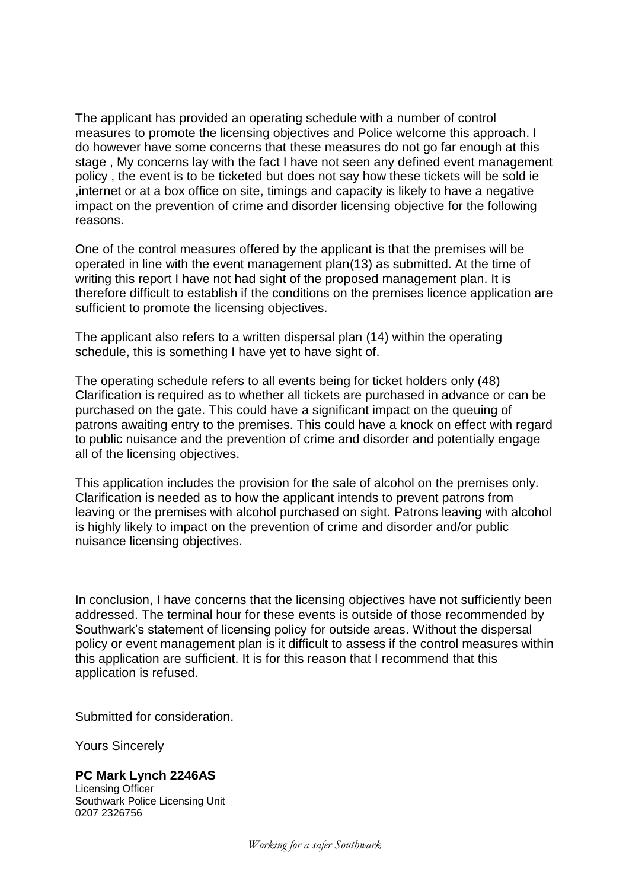The applicant has provided an operating schedule with a number of control measures to promote the licensing objectives and Police welcome this approach. I do however have some concerns that these measures do not go far enough at this stage , My concerns lay with the fact I have not seen any defined event management policy , the event is to be ticketed but does not say how these tickets will be sold ie ,internet or at a box office on site, timings and capacity is likely to have a negative impact on the prevention of crime and disorder licensing objective for the following reasons.

One of the control measures offered by the applicant is that the premises will be operated in line with the event management plan(13) as submitted. At the time of writing this report I have not had sight of the proposed management plan. It is therefore difficult to establish if the conditions on the premises licence application are sufficient to promote the licensing objectives.

The applicant also refers to a written dispersal plan (14) within the operating schedule, this is something I have yet to have sight of.

The operating schedule refers to all events being for ticket holders only (48) Clarification is required as to whether all tickets are purchased in advance or can be purchased on the gate. This could have a significant impact on the queuing of patrons awaiting entry to the premises. This could have a knock on effect with regard to public nuisance and the prevention of crime and disorder and potentially engage all of the licensing objectives.

This application includes the provision for the sale of alcohol on the premises only. Clarification is needed as to how the applicant intends to prevent patrons from leaving or the premises with alcohol purchased on sight. Patrons leaving with alcohol is highly likely to impact on the prevention of crime and disorder and/or public nuisance licensing objectives.

In conclusion, I have concerns that the licensing objectives have not sufficiently been addressed. The terminal hour for these events is outside of those recommended by Southwark's statement of licensing policy for outside areas. Without the dispersal policy or event management plan is it difficult to assess if the control measures within this application are sufficient. It is for this reason that I recommend that this application is refused.

Submitted for consideration.

Yours Sincerely

**PC Mark Lynch 2246AS**
Licensing Officer
Southwark Police Licensing Unit
0207 2326756

*Working for a safer Southwark*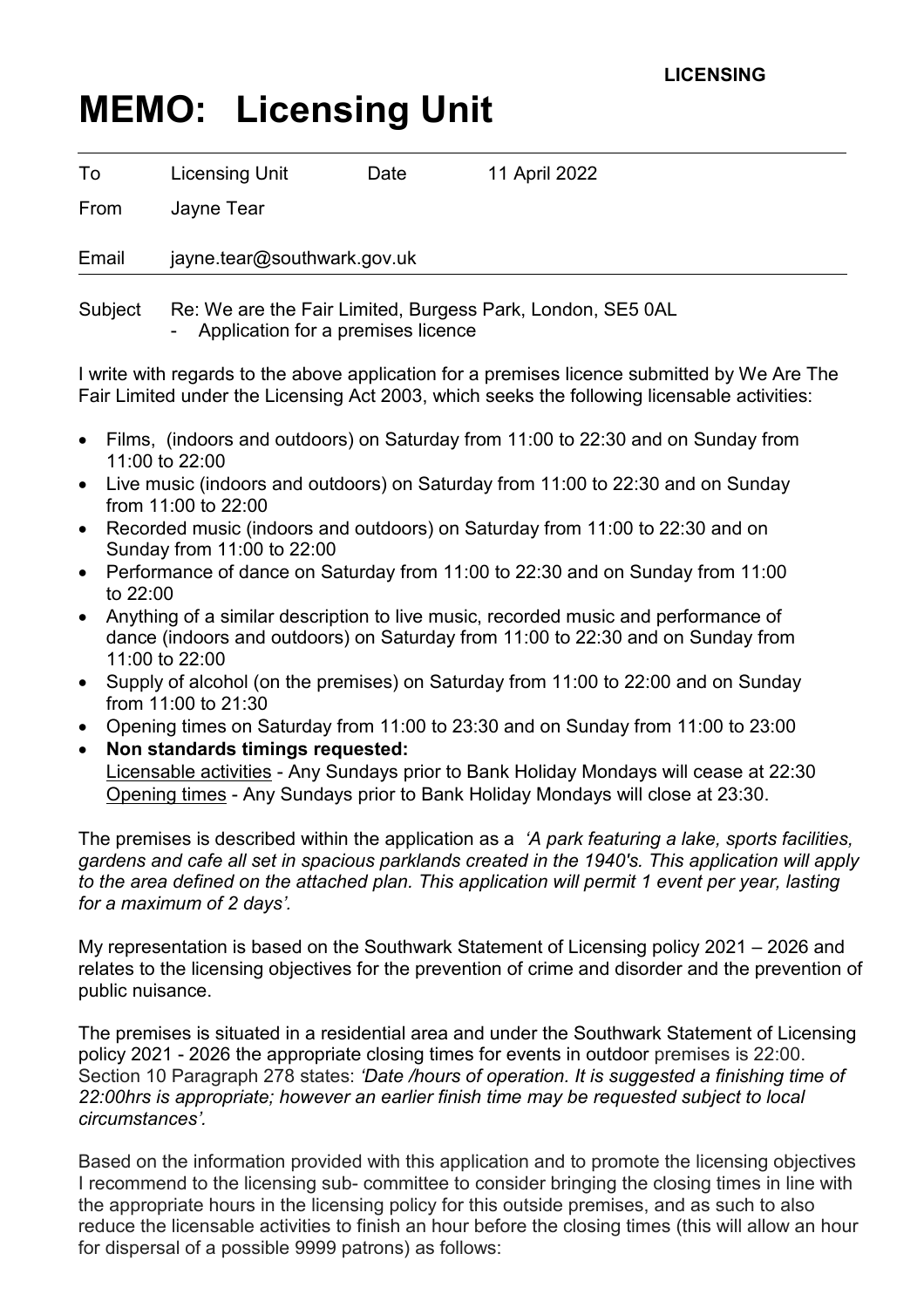**LICENSING**

# MEMO: Licensing Unit

| | | | |
|---|---|---|---|
| To | Licensing Unit | Date | 11 April 2022 |
| From | Jayne Tear | | |
| Email | jayne.tear@southwark.gov.uk | | |

Subject Re: We are the Fair Limited, Burgess Park, London, SE5 0AL
- Application for a premises licence

I write with regards to the above application for a premises licence submitted by We Are The Fair Limited under the Licensing Act 2003, which seeks the following licensable activities:

- Films, (indoors and outdoors) on Saturday from 11:00 to 22:30 and on Sunday from 11:00 to 22:00
- Live music (indoors and outdoors) on Saturday from 11:00 to 22:30 and on Sunday from 11:00 to 22:00
- Recorded music (indoors and outdoors) on Saturday from 11:00 to 22:30 and on Sunday from 11:00 to 22:00
- Performance of dance on Saturday from 11:00 to 22:30 and on Sunday from 11:00 to 22:00
- Anything of a similar description to live music, recorded music and performance of dance (indoors and outdoors) on Saturday from 11:00 to 22:30 and on Sunday from 11:00 to 22:00
- Supply of alcohol (on the premises) on Saturday from 11:00 to 22:00 and on Sunday from 11:00 to 21:30
- Opening times on Saturday from 11:00 to 23:30 and on Sunday from 11:00 to 23:00
- **Non standards timings requested:**
  Licensable activities - Any Sundays prior to Bank Holiday Mondays will cease at 22:30
  Opening times - Any Sundays prior to Bank Holiday Mondays will close at 23:30.

The premises is described within the application as a *'A park featuring a lake, sports facilities, gardens and cafe all set in spacious parklands created in the 1940's. This application will apply to the area defined on the attached plan. This application will permit 1 event per year, lasting for a maximum of 2 days'.*

My representation is based on the Southwark Statement of Licensing policy 2021 – 2026 and relates to the licensing objectives for the prevention of crime and disorder and the prevention of public nuisance.

The premises is situated in a residential area and under the Southwark Statement of Licensing policy 2021 - 2026 the appropriate closing times for events in outdoor premises is 22:00. Section 10 Paragraph 278 states: *'Date /hours of operation. It is suggested a finishing time of 22:00hrs is appropriate; however an earlier finish time may be requested subject to local circumstances'.*

Based on the information provided with this application and to promote the licensing objectives I recommend to the licensing sub- committee to consider bringing the closing times in line with the appropriate hours in the licensing policy for this outside premises, and as such to also reduce the licensable activities to finish an hour before the closing times (this will allow an hour for dispersal of a possible 9999 patrons) as follows: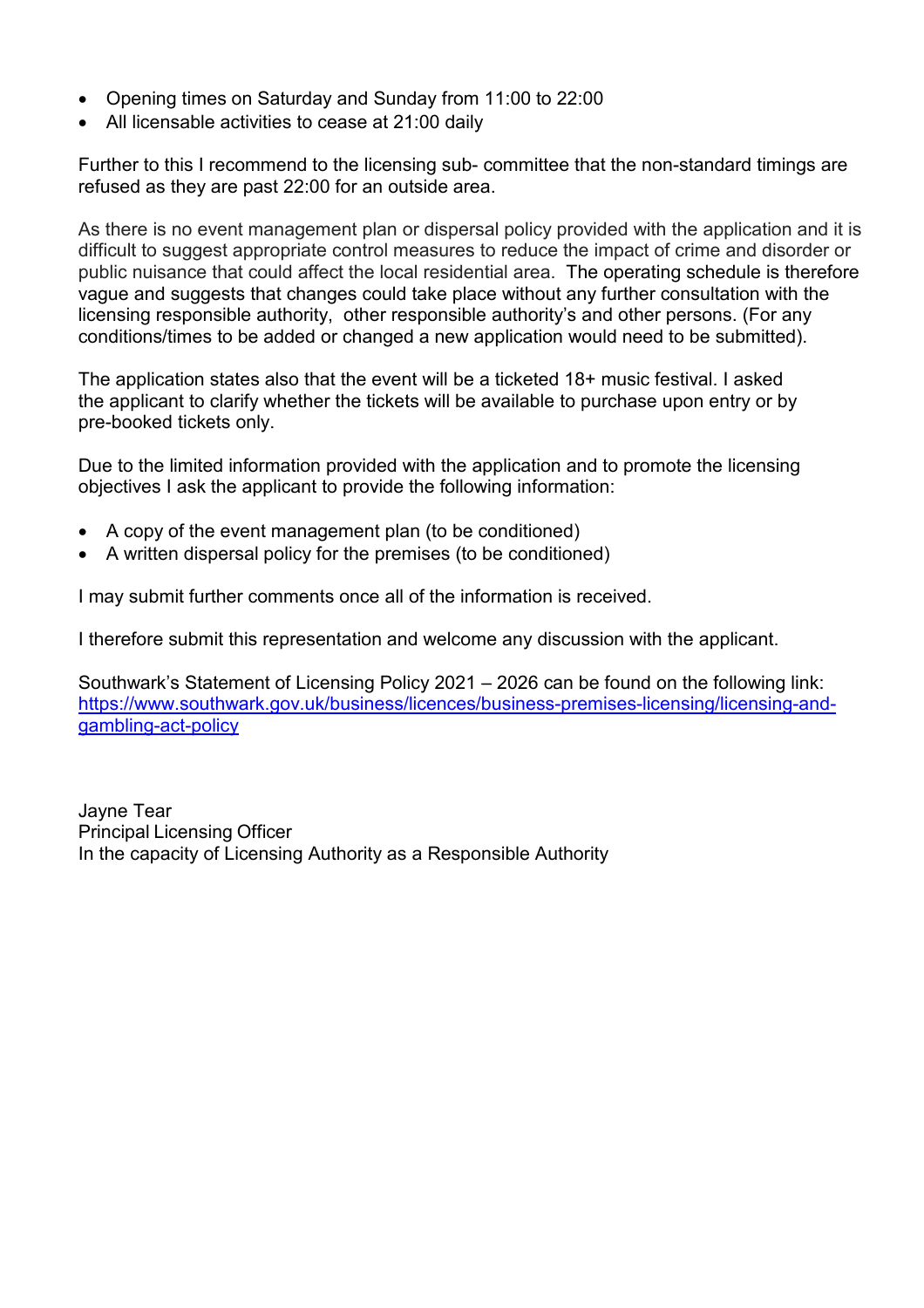- Opening times on Saturday and Sunday from 11:00 to 22:00
- All licensable activities to cease at 21:00 daily

Further to this I recommend to the licensing sub- committee that the non-standard timings are refused as they are past 22:00 for an outside area.

As there is no event management plan or dispersal policy provided with the application and it is difficult to suggest appropriate control measures to reduce the impact of crime and disorder or public nuisance that could affect the local residential area. The operating schedule is therefore vague and suggests that changes could take place without any further consultation with the licensing responsible authority, other responsible authority's and other persons. (For any conditions/times to be added or changed a new application would need to be submitted).

The application states also that the event will be a ticketed 18+ music festival. I asked the applicant to clarify whether the tickets will be available to purchase upon entry or by pre-booked tickets only.

Due to the limited information provided with the application and to promote the licensing objectives I ask the applicant to provide the following information:

- A copy of the event management plan (to be conditioned)
- A written dispersal policy for the premises (to be conditioned)

I may submit further comments once all of the information is received.

I therefore submit this representation and welcome any discussion with the applicant.

Southwark's Statement of Licensing Policy 2021 – 2026 can be found on the following link:
[https://www.southwark.gov.uk/business/licences/business-premises-licensing/licensing-and-gambling-act-policy](https://www.southwark.gov.uk/business/licences/business-premises-licensing/licensing-and-gambling-act-policy)

Jayne Tear
Principal Licensing Officer
In the capacity of Licensing Authority as a Responsible Authority